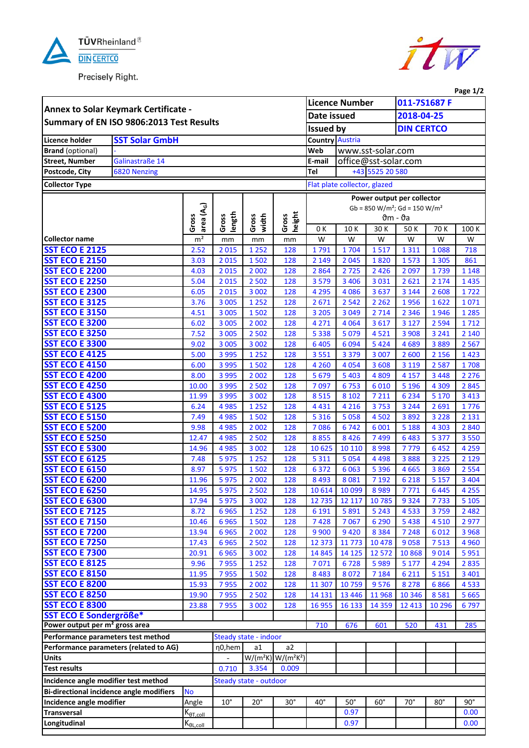TÜVRheinland®

DIN CERTCO

Precisely Right.

## Annex to Solar Keymark Certificate - Summary of EN ISO 9806:2013 Test Results

| | | | |
|---|---|---|---|
| Licence Number | 011-7S1687 F | | |
| Date issued | 2018-04-25 | | |
| Issued by | DIN CERTCO | | |
| **Licence holder** | SST Solar GmbH | **Country** | Austria |
| **Brand** (optional) | - | **Web** | www.sst-solar.com |
| **Street, Number** | Galinastraße 14 | **E-mail** | office@sst-solar.com |
| **Postcode, City** | 6820 Nenzing | **Tel** | +43 5525 20 580 |
| **Collector Type** | | Flat plate collector, glazed | |

| Collector name | Gross area ($A_G$) | Gross length | Gross width | Gross height | Power output per collector Gb = 850 W/m²; Gd = 150 W/m² $\vartheta m - \vartheta a$ | | | | | |
|---|---|---|---|---|---|---|---|---|---|---|
| | | | | | 0 K | 10 K | 30 K | 50 K | 70 K | 100 K |
| | m² | mm | mm | mm | W | W | W | W | W | W |
| SST ECO E 2125 | 2.52 | 2 015 | 1 252 | 128 | 1 791 | 1 704 | 1 517 | 1 311 | 1 088 | 718 |
| SST ECO E 2150 | 3.03 | 2 015 | 1 502 | 128 | 2 149 | 2 045 | 1 820 | 1 573 | 1 305 | 861 |
| SST ECO E 2200 | 4.03 | 2 015 | 2 002 | 128 | 2 864 | 2 725 | 2 426 | 2 097 | 1 739 | 1 148 |
| SST ECO E 2250 | 5.04 | 2 015 | 2 502 | 128 | 3 579 | 3 406 | 3 031 | 2 621 | 2 174 | 1 435 |
| SST ECO E 2300 | 6.05 | 2 015 | 3 002 | 128 | 4 295 | 4 086 | 3 637 | 3 144 | 2 608 | 1 722 |
| SST ECO E 3125 | 3.76 | 3 005 | 1 252 | 128 | 2 671 | 2 542 | 2 262 | 1 956 | 1 622 | 1 071 |
| SST ECO E 3150 | 4.51 | 3 005 | 1 502 | 128 | 3 205 | 3 049 | 2 714 | 2 346 | 1 946 | 1 285 |
| SST ECO E 3200 | 6.02 | 3 005 | 2 002 | 128 | 4 271 | 4 064 | 3 617 | 3 127 | 2 594 | 1 712 |
| SST ECO E 3250 | 7.52 | 3 005 | 2 502 | 128 | 5 338 | 5 079 | 4 521 | 3 908 | 3 241 | 2 140 |
| SST ECO E 3300 | 9.02 | 3 005 | 3 002 | 128 | 6 405 | 6 094 | 5 424 | 4 689 | 3 889 | 2 567 |
| SST ECO E 4125 | 5.00 | 3 995 | 1 252 | 128 | 3 551 | 3 379 | 3 007 | 2 600 | 2 156 | 1 423 |
| SST ECO E 4150 | 6.00 | 3 995 | 1 502 | 128 | 4 260 | 4 054 | 3 608 | 3 119 | 2 587 | 1 708 |
| SST ECO E 4200 | 8.00 | 3 995 | 2 002 | 128 | 5 679 | 5 403 | 4 809 | 4 157 | 3 448 | 2 276 |
| SST ECO E 4250 | 10.00 | 3 995 | 2 502 | 128 | 7 097 | 6 753 | 6 010 | 5 196 | 4 309 | 2 845 |
| SST ECO E 4300 | 11.99 | 3 995 | 3 002 | 128 | 8 515 | 8 102 | 7 211 | 6 234 | 5 170 | 3 413 |
| SST ECO E 5125 | 6.24 | 4 985 | 1 252 | 128 | 4 431 | 4 216 | 3 753 | 3 244 | 2 691 | 1 776 |
| SST ECO E 5150 | 7.49 | 4 985 | 1 502 | 128 | 5 316 | 5 058 | 4 502 | 3 892 | 3 228 | 2 131 |
| SST ECO E 5200 | 9.98 | 4 985 | 2 002 | 128 | 7 086 | 6 742 | 6 001 | 5 188 | 4 303 | 2 840 |
| SST ECO E 5250 | 12.47 | 4 985 | 2 502 | 128 | 8 855 | 8 426 | 7 499 | 6 483 | 5 377 | 3 550 |
| SST ECO E 5300 | 14.96 | 4 985 | 3 002 | 128 | 10 625 | 10 110 | 8 998 | 7 779 | 6 452 | 4 259 |
| SST ECO E 6125 | 7.48 | 5 975 | 1 252 | 128 | 5 311 | 5 054 | 4 498 | 3 888 | 3 225 | 2 129 |
| SST ECO E 6150 | 8.97 | 5 975 | 1 502 | 128 | 6 372 | 6 063 | 5 396 | 4 665 | 3 869 | 2 554 |
| SST ECO E 6200 | 11.96 | 5 975 | 2 002 | 128 | 8 493 | 8 081 | 7 192 | 6 218 | 5 157 | 3 404 |
| SST ECO E 6250 | 14.95 | 5 975 | 2 502 | 128 | 10 614 | 10 099 | 8 989 | 7 771 | 6 445 | 4 255 |
| SST ECO E 6300 | 17.94 | 5 975 | 3 002 | 128 | 12 735 | 12 117 | 10 785 | 9 324 | 7 733 | 5 105 |
| SST ECO E 7125 | 8.72 | 6 965 | 1 252 | 128 | 6 191 | 5 891 | 5 243 | 4 533 | 3 759 | 2 482 |
| SST ECO E 7150 | 10.46 | 6 965 | 1 502 | 128 | 7 428 | 7 067 | 6 290 | 5 438 | 4 510 | 2 977 |
| SST ECO E 7200 | 13.94 | 6 965 | 2 002 | 128 | 9 900 | 9 420 | 8 384 | 7 248 | 6 012 | 3 968 |
| SST ECO E 7250 | 17.43 | 6 965 | 2 502 | 128 | 12 373 | 11 773 | 10 478 | 9 058 | 7 513 | 4 960 |
| SST ECO E 7300 | 20.91 | 6 965 | 3 002 | 128 | 14 845 | 14 125 | 12 572 | 10 868 | 9 014 | 5 951 |
| SST ECO E 8125 | 9.96 | 7 955 | 1 252 | 128 | 7 071 | 6 728 | 5 989 | 5 177 | 4 294 | 2 835 |
| SST ECO E 8150 | 11.95 | 7 955 | 1 502 | 128 | 8 483 | 8 072 | 7 184 | 6 211 | 5 151 | 3 401 |
| SST ECO E 8200 | 15.93 | 7 955 | 2 002 | 128 | 11 307 | 10 759 | 9 576 | 8 278 | 6 866 | 4 533 |
| SST ECO E 8250 | 19.90 | 7 955 | 2 502 | 128 | 14 131 | 13 446 | 11 968 | 10 346 | 8 581 | 5 665 |
| SST ECO E 8300 | 23.88 | 7 955 | 3 002 | 128 | 16 955 | 16 133 | 14 359 | 12 413 | 10 296 | 6 797 |
| SST ECO E Sondergröße* | | | | | | | | | | |
| Power output per m² gross area | | | | | 710 | 676 | 601 | 520 | 431 | 285 |

| | | | | |
|---|---|---|---|---|
| **Performance parameters test method** | Steady state - indoor | | | |
| **Performance parameters (related to AG)** | $\eta 0,hem$ | a1 | a2 | |
| **Units** | - | W/(m²K) | W/(m²K²) | |
| **Test results** | 0.710 | 3.354 | 0.009 | |

| | | | | | | | | | | |
|---|---|---|---|---|---|---|---|---|---|---|
| **Incidence angle modifier test method** | Steady state - outdoor | | | | | | | | | |
| **Bi-directional incidence angle modifiers** | No | | | | | | | | | |
| **Incidence angle modifier** | Angle | 10° | 20° | 30° | 40° | 50° | 60° | 70° | 80° | 90° |
| **Transversal** | $K_{\theta T,coll}$ | | | | | 0.97 | | | | 0.00 |
| **Longitudinal** | $K_{\theta L,coll}$ | | | | | 0.97 | | | | 0.00 |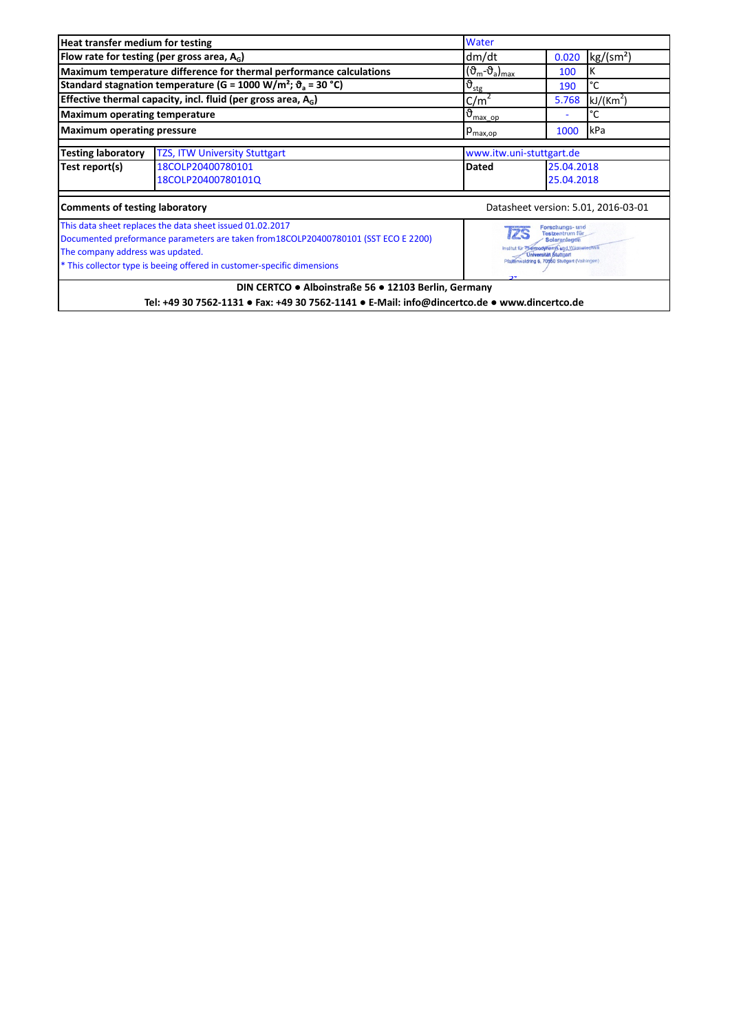| | | | |
|---|---|---|---|
| **Heat transfer medium for testing** | Water | | |
| **Flow rate for testing (per gross area, $A_G$)** | dm/dt | 0.020 | kg/(sm²) |
| **Maximum temperature difference for thermal performance calculations** | $(\vartheta_m-\vartheta_a)_{max}$ | 100 | K |
| **Standard stagnation temperature (G = 1000 W/m²; $\vartheta_a$ = 30 °C)** | $\vartheta_{stg}$ | 190 | °C |
| **Effective thermal capacity, incl. fluid (per gross area, $A_G$)** | $C/m^2$ | 5.768 | kJ/(Km²) |
| **Maximum operating temperature** | $\vartheta_{max\_op}$ | - | °C |
| **Maximum operating pressure** | $p_{max,op}$ | 1000 | kPa |

| | | | |
|---|---|---|---|
| **Testing laboratory** | TZS, ITW University Stuttgart | www.itw.uni-stuttgart.de | |
| **Test report(s)** | 18COLP20400780101<br>18COLP20400780101Q | **Dated** | 25.04.2018<br>25.04.2018 |

**Comments of testing laboratory**

Datasheet version: 5.01, 2016-03-01

This data sheet replaces the data sheet issued 01.02.2017
Documented preformance parameters are taken from18COLP20400780101 (SST ECO E 2200)
The company address was updated.
* This collector type is beeing offered in customer-specific dimensions

TZS Forschungs- und Testzentrum für Solaranlagen, Institut für Thermodynamik und Wärmetechnik, Universität Stuttgart, Pfaffenwaldring 6, 70550 Stuttgart (Vaihingen)

**DIN CERTCO ● Alboinstraße 56 ● 12103 Berlin, Germany**
**Tel: +49 30 7562-1131 ● Fax: +49 30 7562-1141 ● E-Mail: info@dincertco.de ● www.dincertco.de**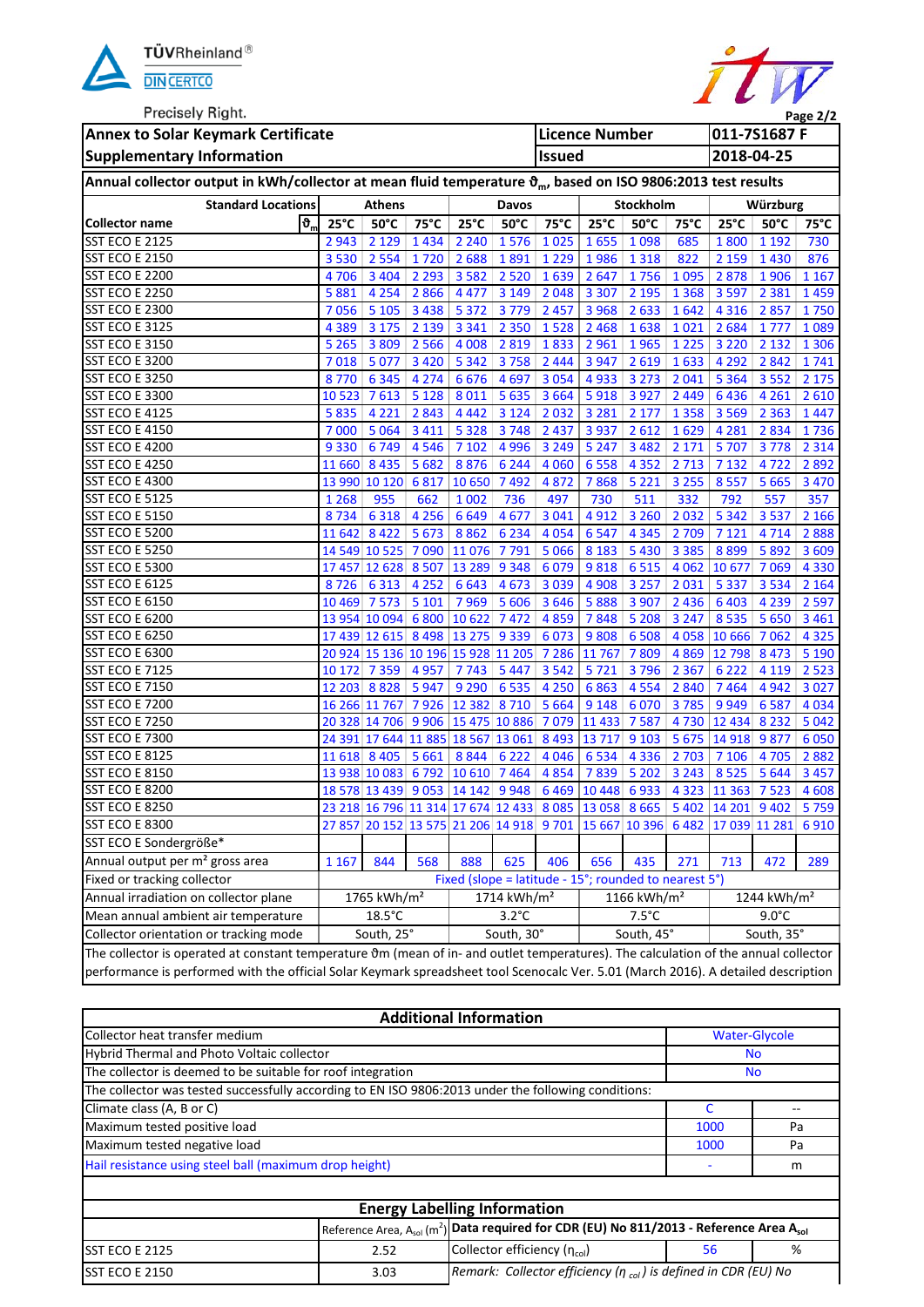TÜVRheinland®
DIN CERTCO
Precisely Right.

| Annex to Solar Keymark Certificate | Licence Number | 011-7S1687 F |
|---|---|---|
| Supplementary Information | Issued | 2018-04-25 |

**Annual collector output in kWh/collector at mean fluid temperature $\vartheta_m$, based on ISO 9806:2013 test results**

| Standard Locations | Athens | | | Davos | | | Stockholm | | | Würzburg | | |
|---|---|---|---|---|---|---|---|---|---|---|---|---|
| Collector name $\vartheta_m$ | 25°C | 50°C | 75°C | 25°C | 50°C | 75°C | 25°C | 50°C | 75°C | 25°C | 50°C | 75°C |
| SST ECO E 2125 | 2 943 | 2 129 | 1 434 | 2 240 | 1 576 | 1 025 | 1 655 | 1 098 | 685 | 1 800 | 1 192 | 730 |
| SST ECO E 2150 | 3 530 | 2 554 | 1 720 | 2 688 | 1 891 | 1 229 | 1 986 | 1 318 | 822 | 2 159 | 1 430 | 876 |
| SST ECO E 2200 | 4 706 | 3 404 | 2 293 | 3 582 | 2 520 | 1 639 | 2 647 | 1 756 | 1 095 | 2 878 | 1 906 | 1 167 |
| SST ECO E 2250 | 5 881 | 4 254 | 2 866 | 4 477 | 3 149 | 2 048 | 3 307 | 2 195 | 1 368 | 3 597 | 2 381 | 1 459 |
| SST ECO E 2300 | 7 056 | 5 105 | 3 438 | 5 372 | 3 779 | 2 457 | 3 968 | 2 633 | 1 642 | 4 316 | 2 857 | 1 750 |
| SST ECO E 3125 | 4 389 | 3 175 | 2 139 | 3 341 | 2 350 | 1 528 | 2 468 | 1 638 | 1 021 | 2 684 | 1 777 | 1 089 |
| SST ECO E 3150 | 5 265 | 3 809 | 2 566 | 4 008 | 2 819 | 1 833 | 2 961 | 1 965 | 1 225 | 3 220 | 2 132 | 1 306 |
| SST ECO E 3200 | 7 018 | 5 077 | 3 420 | 5 342 | 3 758 | 2 444 | 3 947 | 2 619 | 1 633 | 4 292 | 2 842 | 1 741 |
| SST ECO E 3250 | 8 770 | 6 345 | 4 274 | 6 676 | 4 697 | 3 054 | 4 933 | 3 273 | 2 041 | 5 364 | 3 552 | 2 175 |
| SST ECO E 3300 | 10 523 | 7 613 | 5 128 | 8 011 | 5 635 | 3 664 | 5 918 | 3 927 | 2 449 | 6 436 | 4 261 | 2 610 |
| SST ECO E 4125 | 5 835 | 4 221 | 2 843 | 4 442 | 3 124 | 2 032 | 3 281 | 2 177 | 1 358 | 3 569 | 2 363 | 1 447 |
| SST ECO E 4150 | 7 000 | 5 064 | 3 411 | 5 328 | 3 748 | 2 437 | 3 937 | 2 612 | 1 629 | 4 281 | 2 834 | 1 736 |
| SST ECO E 4200 | 9 330 | 6 749 | 4 546 | 7 102 | 4 996 | 3 249 | 5 247 | 3 482 | 2 171 | 5 707 | 3 778 | 2 314 |
| SST ECO E 4250 | 11 660 | 8 435 | 5 682 | 8 876 | 6 244 | 4 060 | 6 558 | 4 352 | 2 713 | 7 132 | 4 722 | 2 892 |
| SST ECO E 4300 | 13 990 | 10 120 | 6 817 | 10 650 | 7 492 | 4 872 | 7 868 | 5 221 | 3 255 | 8 557 | 5 665 | 3 470 |
| SST ECO E 5125 | 1 268 | 955 | 662 | 1 002 | 736 | 497 | 730 | 511 | 332 | 792 | 557 | 357 |
| SST ECO E 5150 | 8 734 | 6 318 | 4 256 | 6 649 | 4 677 | 3 041 | 4 912 | 3 260 | 2 032 | 5 342 | 3 537 | 2 166 |
| SST ECO E 5200 | 11 642 | 8 422 | 5 673 | 8 862 | 6 234 | 4 054 | 6 547 | 4 345 | 2 709 | 7 121 | 4 714 | 2 888 |
| SST ECO E 5250 | 14 549 | 10 525 | 7 090 | 11 076 | 7 791 | 5 066 | 8 183 | 5 430 | 3 385 | 8 899 | 5 892 | 3 609 |
| SST ECO E 5300 | 17 457 | 12 628 | 8 507 | 13 289 | 9 348 | 6 079 | 9 818 | 6 515 | 4 062 | 10 677 | 7 069 | 4 330 |
| SST ECO E 6125 | 8 726 | 6 313 | 4 252 | 6 643 | 4 673 | 3 039 | 4 908 | 3 257 | 2 031 | 5 337 | 3 534 | 2 164 |
| SST ECO E 6150 | 10 469 | 7 573 | 5 101 | 7 969 | 5 606 | 3 646 | 5 888 | 3 907 | 2 436 | 6 403 | 4 239 | 2 597 |
| SST ECO E 6200 | 13 954 | 10 094 | 6 800 | 10 622 | 7 472 | 4 859 | 7 848 | 5 208 | 3 247 | 8 535 | 5 650 | 3 461 |
| SST ECO E 6250 | 17 439 | 12 615 | 8 498 | 13 275 | 9 339 | 6 073 | 9 808 | 6 508 | 4 058 | 10 666 | 7 062 | 4 325 |
| SST ECO E 6300 | 20 924 | 15 136 | 10 196 | 15 928 | 11 205 | 7 286 | 11 767 | 7 809 | 4 869 | 12 798 | 8 473 | 5 190 |
| SST ECO E 7125 | 10 172 | 7 359 | 4 957 | 7 743 | 5 447 | 3 542 | 5 721 | 3 796 | 2 367 | 6 222 | 4 119 | 2 523 |
| SST ECO E 7150 | 12 203 | 8 828 | 5 947 | 9 290 | 6 535 | 4 250 | 6 863 | 4 554 | 2 840 | 7 464 | 4 942 | 3 027 |
| SST ECO E 7200 | 16 266 | 11 767 | 7 926 | 12 382 | 8 710 | 5 664 | 9 148 | 6 070 | 3 785 | 9 949 | 6 587 | 4 034 |
| SST ECO E 7250 | 20 328 | 14 706 | 9 906 | 15 475 | 10 886 | 7 079 | 11 433 | 7 587 | 4 730 | 12 434 | 8 232 | 5 042 |
| SST ECO E 7300 | 24 391 | 17 644 | 11 885 | 18 567 | 13 061 | 8 493 | 13 717 | 9 103 | 5 675 | 14 918 | 9 877 | 6 050 |
| SST ECO E 8125 | 11 618 | 8 405 | 5 661 | 8 844 | 6 222 | 4 046 | 6 534 | 4 336 | 2 703 | 7 106 | 4 705 | 2 882 |
| SST ECO E 8150 | 13 938 | 10 083 | 6 792 | 10 610 | 7 464 | 4 854 | 7 839 | 5 202 | 3 243 | 8 525 | 5 644 | 3 457 |
| SST ECO E 8200 | 18 578 | 13 439 | 9 053 | 14 142 | 9 948 | 6 469 | 10 448 | 6 933 | 4 323 | 11 363 | 7 523 | 4 608 |
| SST ECO E 8250 | 23 218 | 16 796 | 11 314 | 17 674 | 12 433 | 8 085 | 13 058 | 8 665 | 5 402 | 14 201 | 9 402 | 5 759 |
| SST ECO E 8300 | 27 857 | 20 152 | 13 575 | 21 206 | 14 918 | 9 701 | 15 667 | 10 396 | 6 482 | 17 039 | 11 281 | 6 910 |
| SST ECO E Sondergröße* | | | | | | | | | | | | |
| Annual output per m² gross area | 1 167 | 844 | 568 | 888 | 625 | 406 | 656 | 435 | 271 | 713 | 472 | 289 |
| Fixed or tracking collector | Fixed (slope = latitude - 15°; rounded to nearest 5°) | | | | | | | | | | | |
| Annual irradiation on collector plane | 1765 kWh/m² | | | 1714 kWh/m² | | | 1166 kWh/m² | | | 1244 kWh/m² | | |
| Mean annual ambient air temperature | 18.5°C | | | 3.2°C | | | 7.5°C | | | 9.0°C | | |
| Collector orientation or tracking mode | South, 25° | | | South, 30° | | | South, 45° | | | South, 35° | | |

The collector is operated at constant temperature ϑm (mean of in- and outlet temperatures). The calculation of the annual collector performance is performed with the official Solar Keymark spreadsheet tool Scenocalc Ver. 5.01 (March 2016). A detailed description

**Additional Information**

| | | |
|---|---|---|
| Collector heat transfer medium | Water-Glycole | |
| Hybrid Thermal and Photo Voltaic collector | No | |
| The collector is deemed to be suitable for roof integration | No | |
| The collector was tested successfully according to EN ISO 9806:2013 under the following conditions: | | |
| Climate class (A, B or C) | C | -- |
| Maximum tested positive load | 1000 | Pa |
| Maximum tested negative load | 1000 | Pa |
| Hail resistance using steel ball (maximum drop height) | - | m |

**Energy Labelling Information**

| | Reference Area, $A_{sol}$ (m²) | Data required for CDR (EU) No 811/2013 - Reference Area $A_{sol}$ | | |
|---|---|---|---|---|
| SST ECO E 2125 | 2.52 | Collector efficiency ($\eta_{col}$) | 56 | % |
| SST ECO E 2150 | 3.03 | *Remark: Collector efficiency ($\eta_{col}$) is defined in CDR (EU) No* | | |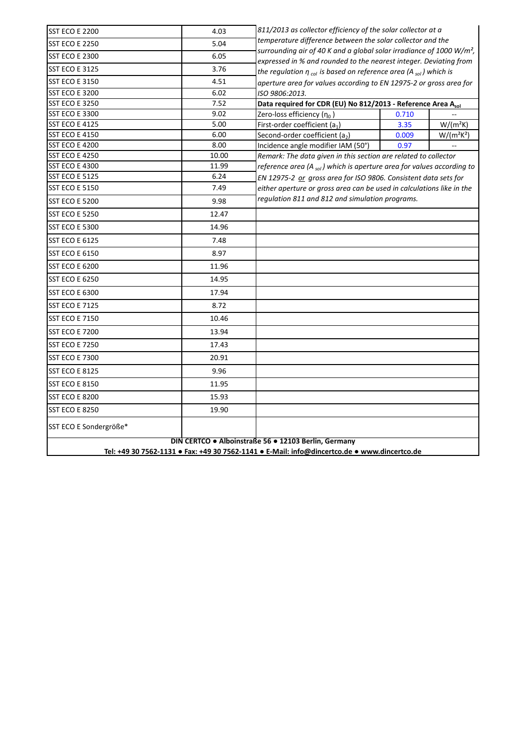| | | | | |
|---|---|---|---|---|
| SST ECO E 2200 | 4.03 | *811/2013 as collector efficiency of the solar collector at a temperature difference between the solar collector and the surrounding air of 40 K and a global solar irradiance of 1000 W/m², expressed in % and rounded to the nearest integer. Deviating from the regulation $\eta_{col}$ is based on reference area ($A_{sol}$) which is aperture area for values according to EN 12975-2 or gross area for ISO 9806:2013.* | | |
| SST ECO E 2250 | 5.04 | | | |
| SST ECO E 2300 | 6.05 | | | |
| SST ECO E 3125 | 3.76 | | | |
| SST ECO E 3150 | 4.51 | | | |
| SST ECO E 3200 | 6.02 | | | |
| SST ECO E 3250 | 7.52 | **Data required for CDR (EU) No 812/2013 - Reference Area $A_{sol}$** | | |
| SST ECO E 3300 | 9.02 | Zero-loss efficiency ($\eta_0$) | 0.710 | -- |
| SST ECO E 4125 | 5.00 | First-order coefficient ($a_1$) | 3.35 | W/(m²K) |
| SST ECO E 4150 | 6.00 | Second-order coefficient ($a_2$) | 0.009 | W/(m²K²) |
| SST ECO E 4200 | 8.00 | Incidence angle modifier IAM (50°) | 0.97 | -- |
| SST ECO E 4250 | 10.00 | *Remark: The data given in this section are related to collector reference area ($A_{sol}$) which is aperture area for values according to EN 12975-2 or gross area for ISO 9806. Consistent data sets for either aperture or gross area can be used in calculations like in the regulation 811 and 812 and simulation programs.* | | |
| SST ECO E 4300 | 11.99 | | | |
| SST ECO E 5125 | 6.24 | | | |
| SST ECO E 5150 | 7.49 | | | |
| SST ECO E 5200 | 9.98 | | | |
| SST ECO E 5250 | 12.47 | | | |
| SST ECO E 5300 | 14.96 | | | |
| SST ECO E 6125 | 7.48 | | | |
| SST ECO E 6150 | 8.97 | | | |
| SST ECO E 6200 | 11.96 | | | |
| SST ECO E 6250 | 14.95 | | | |
| SST ECO E 6300 | 17.94 | | | |
| SST ECO E 7125 | 8.72 | | | |
| SST ECO E 7150 | 10.46 | | | |
| SST ECO E 7200 | 13.94 | | | |
| SST ECO E 7250 | 17.43 | | | |
| SST ECO E 7300 | 20.91 | | | |
| SST ECO E 8125 | 9.96 | | | |
| SST ECO E 8150 | 11.95 | | | |
| SST ECO E 8200 | 15.93 | | | |
| SST ECO E 8250 | 19.90 | | | |
| SST ECO E Sondergröße* | | | | |

**DIN CERTCO • Alboinstraße 56 • 12103 Berlin, Germany**

**Tel: +49 30 7562-1131 • Fax: +49 30 7562-1141 • E-Mail: info@dincertco.de • www.dincertco.de**